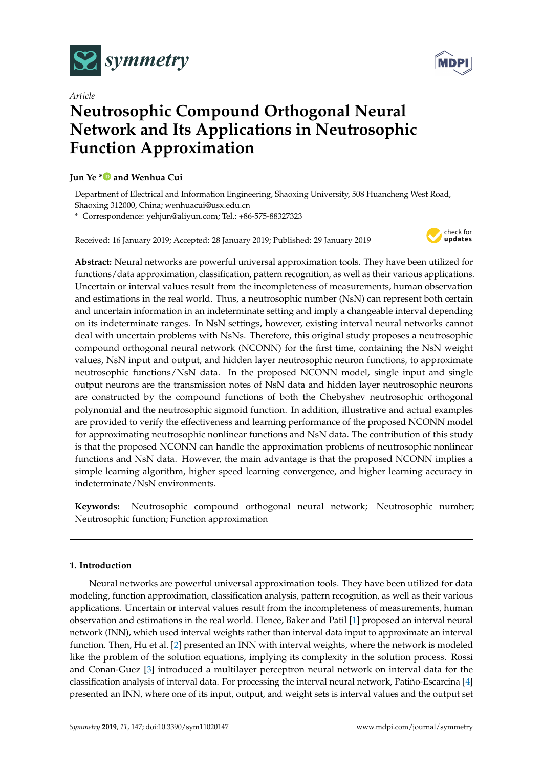*Article*

# Neutrosophic Compound Orthogonal Neural Network and Its Applications in Neutrosophic Function Approximation

**Jun Ye \* and Wenhua Cui**

Department of Electrical and Information Engineering, Shaoxing University, 508 Huancheng West Road, Shaoxing 312000, China; wenhuacui@usx.edu.cn

\* Correspondence: yehjun@aliyun.com; Tel.: +86-575-88327323

Received: 16 January 2019; Accepted: 28 January 2019; Published: 29 January 2019

**Abstract:** Neural networks are powerful universal approximation tools. They have been utilized for functions/data approximation, classification, pattern recognition, as well as their various applications. Uncertain or interval values result from the incompleteness of measurements, human observation and estimations in the real world. Thus, a neutrosophic number (NsN) can represent both certain and uncertain information in an indeterminate setting and imply a changeable interval depending on its indeterminate ranges. In NsN settings, however, existing interval neural networks cannot deal with uncertain problems with NsNs. Therefore, this original study proposes a neutrosophic compound orthogonal neural network (NCONN) for the first time, containing the NsN weight values, NsN input and output, and hidden layer neutrosophic neuron functions, to approximate neutrosophic functions/NsN data. In the proposed NCONN model, single input and single output neurons are the transmission notes of NsN data and hidden layer neutrosophic neurons are constructed by the compound functions of both the Chebyshev neutrosophic orthogonal polynomial and the neutrosophic sigmoid function. In addition, illustrative and actual examples are provided to verify the effectiveness and learning performance of the proposed NCONN model for approximating neutrosophic nonlinear functions and NsN data. The contribution of this study is that the proposed NCONN can handle the approximation problems of neutrosophic nonlinear functions and NsN data. However, the main advantage is that the proposed NCONN implies a simple learning algorithm, higher speed learning convergence, and higher learning accuracy in indeterminate/NsN environments.

**Keywords:** Neutrosophic compound orthogonal neural network; Neutrosophic number; Neutrosophic function; Function approximation

## 1. Introduction

Neural networks are powerful universal approximation tools. They have been utilized for data modeling, function approximation, classification analysis, pattern recognition, as well as their various applications. Uncertain or interval values result from the incompleteness of measurements, human observation and estimations in the real world. Hence, Baker and Patil [1] proposed an interval neural network (INN), which used interval weights rather than interval data input to approximate an interval function. Then, Hu et al. [2] presented an INN with interval weights, where the network is modeled like the problem of the solution equations, implying its complexity in the solution process. Rossi and Conan-Guez [3] introduced a multilayer perceptron neural network on interval data for the classification analysis of interval data. For processing the interval neural network, Patiño-Escarcina [4] presented an INN, where one of its input, output, and weight sets is interval values and the output set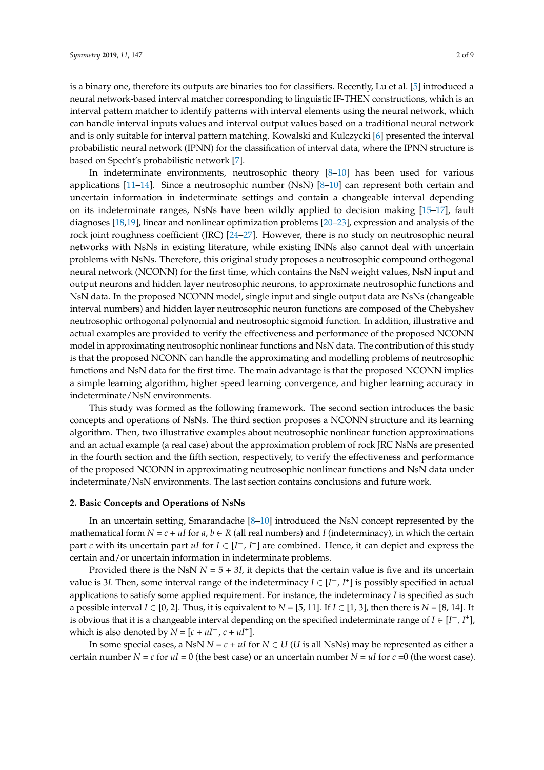is a binary one, therefore its outputs are binaries too for classifiers. Recently, Lu et al. [5] introduced a neural network-based interval matcher corresponding to linguistic IF-THEN constructions, which is an interval pattern matcher to identify patterns with interval elements using the neural network, which can handle interval inputs values and interval output values based on a traditional neural network and is only suitable for interval pattern matching. Kowalski and Kulczycki [6] presented the interval probabilistic neural network (IPNN) for the classification of interval data, where the IPNN structure is based on Specht's probabilistic network [7].

In indeterminate environments, neutrosophic theory [8–10] has been used for various applications [11–14]. Since a neutrosophic number (NsN) [8–10] can represent both certain and uncertain information in indeterminate settings and contain a changeable interval depending on its indeterminate ranges, NsNs have been wildly applied to decision making [15–17], fault diagnoses [18,19], linear and nonlinear optimization problems [20–23], expression and analysis of the rock joint roughness coefficient (JRC) [24–27]. However, there is no study on neutrosophic neural networks with NsNs in existing literature, while existing INNs also cannot deal with uncertain problems with NsNs. Therefore, this original study proposes a neutrosophic compound orthogonal neural network (NCONN) for the first time, which contains the NsN weight values, NsN input and output neurons and hidden layer neutrosophic neurons, to approximate neutrosophic functions and NsN data. In the proposed NCONN model, single input and single output data are NsNs (changeable interval numbers) and hidden layer neutrosophic neuron functions are composed of the Chebyshev neutrosophic orthogonal polynomial and neutrosophic sigmoid function. In addition, illustrative and actual examples are provided to verify the effectiveness and performance of the proposed NCONN model in approximating neutrosophic nonlinear functions and NsN data. The contribution of this study is that the proposed NCONN can handle the approximating and modelling problems of neutrosophic functions and NsN data for the first time. The main advantage is that the proposed NCONN implies a simple learning algorithm, higher speed learning convergence, and higher learning accuracy in indeterminate/NsN environments.

This study was formed as the following framework. The second section introduces the basic concepts and operations of NsNs. The third section proposes a NCONN structure and its learning algorithm. Then, two illustrative examples about neutrosophic nonlinear function approximations and an actual example (a real case) about the approximation problem of rock JRC NsNs are presented in the fourth section and the fifth section, respectively, to verify the effectiveness and performance of the proposed NCONN in approximating neutrosophic nonlinear functions and NsN data under indeterminate/NsN environments. The last section contains conclusions and future work.

## 2. Basic Concepts and Operations of NsNs

In an uncertain setting, Smarandache [8–10] introduced the NsN concept represented by the mathematical form $N = c + uI$ for $a, b \in R$ (all real numbers) and $I$ (indeterminacy), in which the certain part $c$ with its uncertain part $uI$ for $I \in [I^-, I^+]$ are combined. Hence, it can depict and express the certain and/or uncertain information in indeterminate problems.

Provided there is the NsN $N = 5 + 3I$, it depicts that the certain value is five and its uncertain value is $3I$. Then, some interval range of the indeterminacy $I \in [I^-, I^+]$ is possibly specified in actual applications to satisfy some applied requirement. For instance, the indeterminacy $I$ is specified as such a possible interval $I \in [0, 2]$. Thus, it is equivalent to $N = [5, 11]$. If $I \in [1, 3]$, then there is $N = [8, 14]$. It is obvious that it is a changeable interval depending on the specified indeterminate range of $I \in [I^-, I^+]$, which is also denoted by $N = [c + uI^-, c + uI^+]$.

In some special cases, a NsN $N = c + uI$ for $N \in U$ ($U$ is all NsNs) may be represented as either a certain number $N = c$ for $uI = 0$ (the best case) or an uncertain number $N = uI$ for $c = 0$ (the worst case).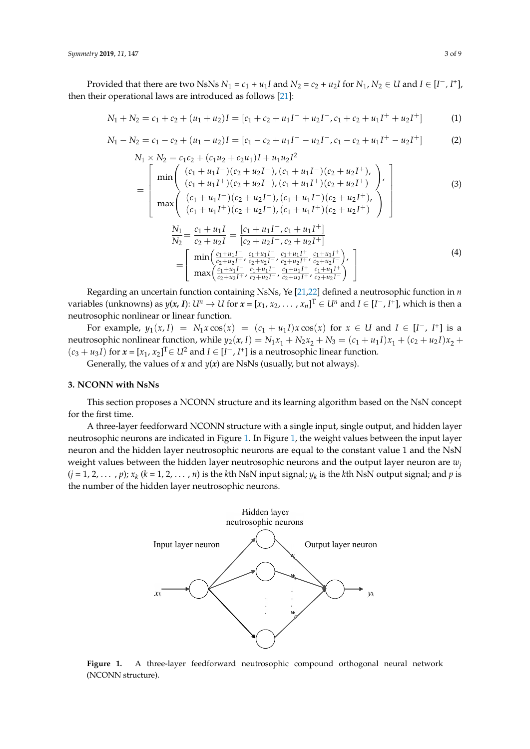Provided that there are two NsNs $N_1 = c_1 + u_1I$ and $N_2 = c_2 + u_2I$ for $N_1, N_2 \in U$ and $I \in [I^-, I^+]$, then their operational laws are introduced as follows [21]:

$$N_1 + N_2 = c_1 + c_2 + (u_1 + u_2)I = [c_1 + c_2 + u_1I^- + u_2I^-, c_1 + c_2 + u_1I^+ + u_2I^+] \quad (1)$$

$$N_1 - N_2 = c_1 - c_2 + (u_1 - u_2)I = [c_1 - c_2 + u_1I^- - u_2I^-, c_1 - c_2 + u_1I^+ - u_2I^+] \quad (2)$$

$$\begin{aligned} N_1 \times N_2 &= c_1c_2 + (c_1u_2 + c_2u_1)I + u_1u_2I^2 \\ &= \begin{bmatrix} \min\begin{pmatrix} (c_1 + u_1I^-)(c_2 + u_2I^-), (c_1 + u_1I^-)(c_2 + u_2I^+), \\ (c_1 + u_1I^+)(c_2 + u_2I^-), (c_1 + u_1I^+)(c_2 + u_2I^+) \end{pmatrix}, \\ \max\begin{pmatrix} (c_1 + u_1I^-)(c_2 + u_2I^-), (c_1 + u_1I^-)(c_2 + u_2I^+), \\ (c_1 + u_1I^+)(c_2 + u_2I^-), (c_1 + u_1I^+)(c_2 + u_2I^+) \end{pmatrix} \end{bmatrix} \end{aligned} \quad (3)$$

$$\begin{aligned} \frac{N_1}{N_2} &= \frac{c_1 + u_1I}{c_2 + u_2I} = \frac{[c_1 + u_1I^-, c_1 + u_1I^+]}{[c_2 + u_2I^-, c_2 + u_2I^+]} \\ &= \begin{bmatrix} \min\left(\frac{c_1+u_1I^-}{c_2+u_2I^+}, \frac{c_1+u_1I^-}{c_2+u_2I^-}, \frac{c_1+u_1I^+}{c_2+u_2I^+}, \frac{c_1+u_1I^+}{c_2+u_2I^-}\right), \\ \max\left(\frac{c_1+u_1I^-}{c_2+u_2I^+}, \frac{c_1+u_1I^-}{c_2+u_2I^-}, \frac{c_1+u_1I^+}{c_2+u_2I^+}, \frac{c_1+u_1I^+}{c_2+u_2I^-}\right) \end{bmatrix} \end{aligned} \quad (4)$$

Regarding an uncertain function containing NsNs, Ye [21,22] defined a neutrosophic function in $n$ variables (unknowns) as $y(\boldsymbol{x}, \boldsymbol{I})$: $U^n \rightarrow U$ for $\boldsymbol{x} = [x_1, x_2, \ldots, x_n]^T \in U^n$ and $I \in [I^-, I^+]$, which is then a neutrosophic nonlinear or linear function.

For example, $y_1(x, I) = N_1x\cos(x) = (c_1 + u_1I)x\cos(x)$ for $x \in U$ and $I \in [I^-, I^+]$ is a neutrosophic nonlinear function, while $y_2(\boldsymbol{x}, I) = N_1x_1 + N_2x_2 + N_3 = (c_1 + u_1I)x_1 + (c_2 + u_2I)x_2 + (c_3 + u_3I)$ for $\boldsymbol{x} = [x_1, x_2]^T \in U^2$ and $I \in [I^-, I^+]$ is a neutrosophic linear function.

Generally, the values of $\boldsymbol{x}$ and $y(\boldsymbol{x})$ are NsNs (usually, but not always).

## 3. NCONN with NsNs

This section proposes a NCONN structure and its learning algorithm based on the NsN concept for the first time.

A three-layer feedforward NCONN structure with a single input, single output, and hidden layer neutrosophic neurons are indicated in Figure 1. In Figure 1, the weight values between the input layer neuron and the hidden layer neutrosophic neurons are equal to the constant value 1 and the NsN weight values between the hidden layer neutrosophic neurons and the output layer neuron are $w_j$ ($j = 1, 2, \ldots, p$); $x_k$ ($k = 1, 2, \ldots, n$) is the $k$th NsN input signal; $y_k$ is the $k$th NsN output signal; and $p$ is the number of the hidden layer neutrosophic neurons.

**Figure 1.** A three-layer feedforward neutrosophic compound orthogonal neural network (NCONN structure).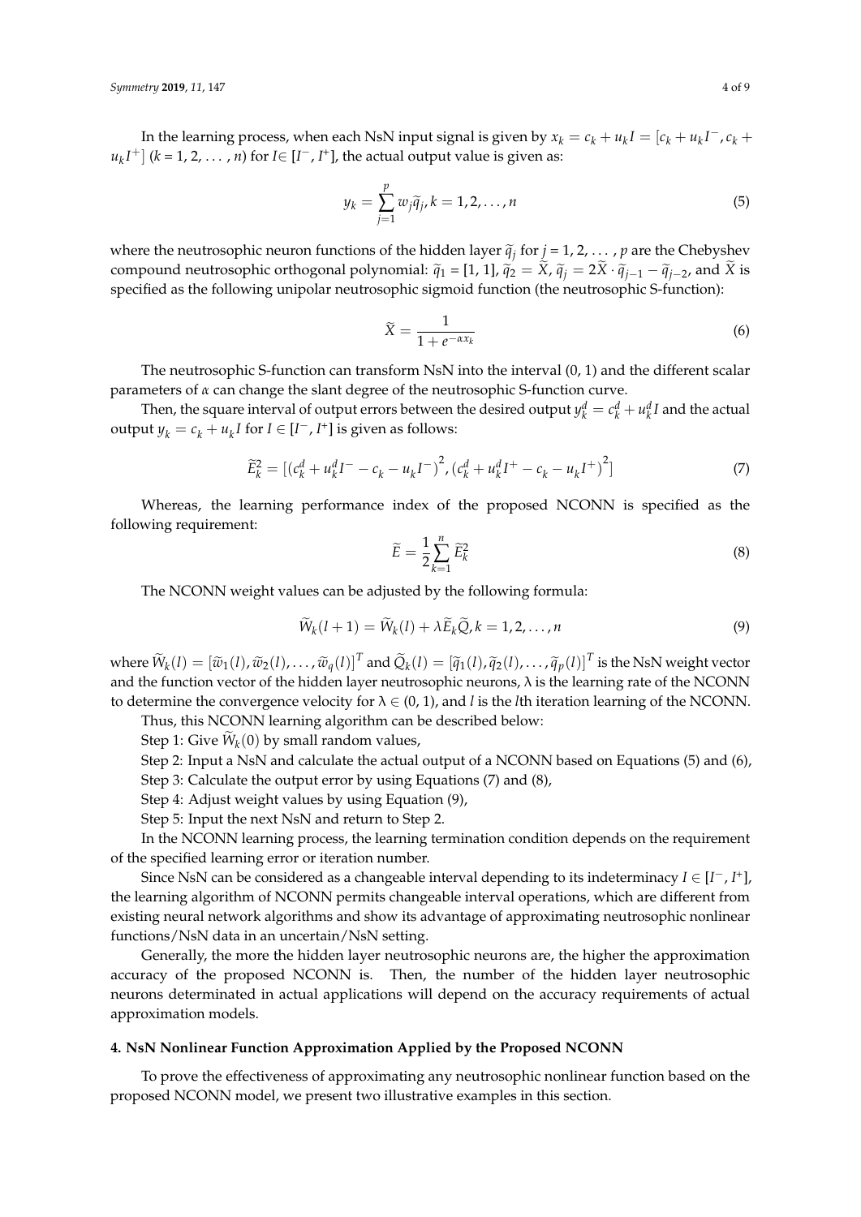In the learning process, when each NsN input signal is given by $x_k = c_k + u_k I = [c_k + u_k I^-, c_k + u_k I^+]$ ($k$ = 1, 2, ..., $n$) for $I \in [I^-, I^+]$, the actual output value is given as:

$$y_k = \sum_{j=1}^{p} w_j \widetilde{q}_j, k = 1, 2, \ldots, n \tag{5}$$

where the neutrosophic neuron functions of the hidden layer $\widetilde{q}_j$ for $j$ = 1, 2, ..., $p$ are the Chebyshev compound neutrosophic orthogonal polynomial: $\widetilde{q}_1$ = [1, 1], $\widetilde{q}_2 = \widetilde{X}$, $\widetilde{q}_j = 2\widetilde{X} \cdot \widetilde{q}_{j-1} - \widetilde{q}_{j-2}$, and $\widetilde{X}$ is specified as the following unipolar neutrosophic sigmoid function (the neutrosophic S-function):

$$\widetilde{X} = \frac{1}{1 + e^{-\alpha x_k}} \tag{6}$$

The neutrosophic S-function can transform NsN into the interval (0, 1) and the different scalar parameters of $\alpha$ can change the slant degree of the neutrosophic S-function curve.

Then, the square interval of output errors between the desired output $y_k^d = c_k^d + u_k^d I$ and the actual output $y_k = c_k + u_k I$ for $I \in [I^-, I^+]$ is given as follows:

$$\widetilde{E}_k^2 = [(c_k^d + u_k^d I^- - c_k - u_k I^-)^2, (c_k^d + u_k^d I^+ - c_k - u_k I^+)^2] \tag{7}$$

Whereas, the learning performance index of the proposed NCONN is specified as the following requirement:

$$\widetilde{E} = \frac{1}{2} \sum_{k=1}^{n} \widetilde{E}_k^2 \tag{8}$$

The NCONN weight values can be adjusted by the following formula:

$$\widetilde{W}_k(l+1) = \widetilde{W}_k(l) + \lambda \widetilde{E}_k \widetilde{Q}, k = 1, 2, \ldots, n \tag{9}$$

where $\widetilde{W}_k(l) = [\widetilde{w}_1(l), \widetilde{w}_2(l), \ldots, \widetilde{w}_q(l)]^T$ and $\widetilde{Q}_k(l) = [\widetilde{q}_1(l), \widetilde{q}_2(l), \ldots, \widetilde{q}_p(l)]^T$ is the NsN weight vector and the function vector of the hidden layer neutrosophic neurons, $\lambda$ is the learning rate of the NCONN to determine the convergence velocity for $\lambda \in (0, 1)$, and $l$ is the $l$th iteration learning of the NCONN.

Thus, this NCONN learning algorithm can be described below:

Step 1: Give $\widetilde{W}_k(0)$ by small random values,

Step 2: Input a NsN and calculate the actual output of a NCONN based on Equations (5) and (6),

Step 3: Calculate the output error by using Equations (7) and (8),

Step 4: Adjust weight values by using Equation (9),

Step 5: Input the next NsN and return to Step 2.

In the NCONN learning process, the learning termination condition depends on the requirement of the specified learning error or iteration number.

Since NsN can be considered as a changeable interval depending to its indeterminacy $I \in [I^-, I^+]$, the learning algorithm of NCONN permits changeable interval operations, which are different from existing neural network algorithms and show its advantage of approximating neutrosophic nonlinear functions/NsN data in an uncertain/NsN setting.

Generally, the more the hidden layer neutrosophic neurons are, the higher the approximation accuracy of the proposed NCONN is. Then, the number of the hidden layer neutrosophic neurons determinated in actual applications will depend on the accuracy requirements of actual approximation models.

## 4. NsN Nonlinear Function Approximation Applied by the Proposed NCONN

To prove the effectiveness of approximating any neutrosophic nonlinear function based on the proposed NCONN model, we present two illustrative examples in this section.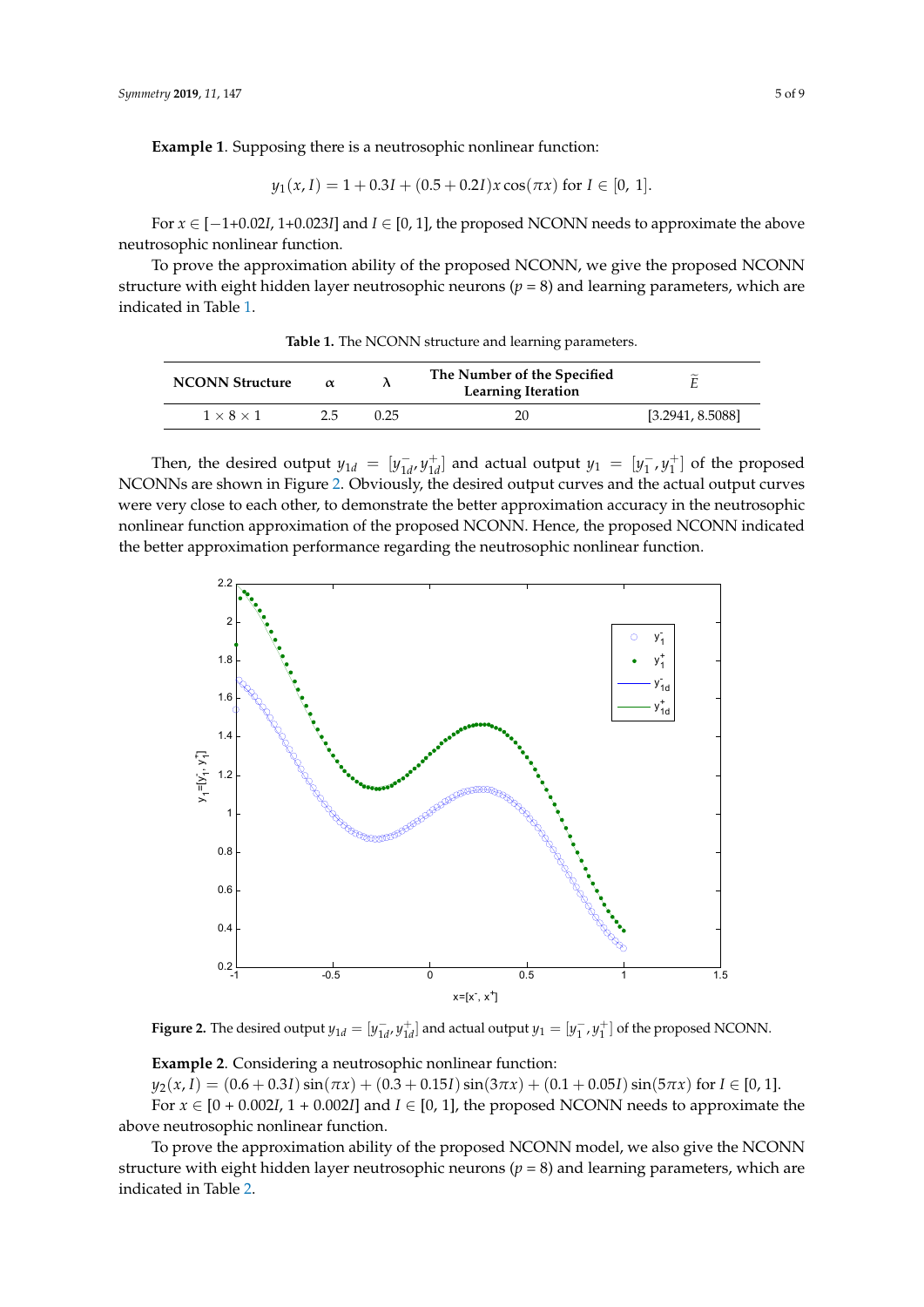**Example 1**. Supposing there is a neutrosophic nonlinear function:

$$y_1(x, I) = 1 + 0.3I + (0.5 + 0.2I)x\cos(\pi x) \text{ for } I \in [0,\ 1].$$

For $x \in [-1+0.02I, 1+0.023I]$ and $I \in [0, 1]$, the proposed NCONN needs to approximate the above neutrosophic nonlinear function.

To prove the approximation ability of the proposed NCONN, we give the proposed NCONN structure with eight hidden layer neutrosophic neurons ($p = 8$) and learning parameters, which are indicated in Table 1.

**Table 1.** The NCONN structure and learning parameters.

| NCONN Structure | $\alpha$ | $\lambda$ | The Number of the Specified Learning Iteration | $\widetilde{E}$ |
|---|---|---|---|---|
| $1 \times 8 \times 1$ | 2.5 | 0.25 | 20 | [3.2941, 8.5088] |

Then, the desired output $y_{1d} = [y_{1d}^-, y_{1d}^+]$ and actual output $y_1 = [y_1^-, y_1^+]$ of the proposed NCONNs are shown in Figure 2. Obviously, the desired output curves and the actual output curves were very close to each other, to demonstrate the better approximation accuracy in the neutrosophic nonlinear function approximation of the proposed NCONN. Hence, the proposed NCONN indicated the better approximation performance regarding the neutrosophic nonlinear function.

**Figure 2.** The desired output $y_{1d} = [y_{1d}^-, y_{1d}^+]$ and actual output $y_1 = [y_1^-, y_1^+]$ of the proposed NCONN.

**Example 2**. Considering a neutrosophic nonlinear function:

$y_2(x, I) = (0.6 + 0.3I)\sin(\pi x) + (0.3 + 0.15I)\sin(3\pi x) + (0.1 + 0.05I)\sin(5\pi x)$ for $I \in [0, 1]$.

For $x \in [0 + 0.002I, 1 + 0.002I]$ and $I \in [0, 1]$, the proposed NCONN needs to approximate the above neutrosophic nonlinear function.

To prove the approximation ability of the proposed NCONN model, we also give the NCONN structure with eight hidden layer neutrosophic neurons ($p = 8$) and learning parameters, which are indicated in Table 2.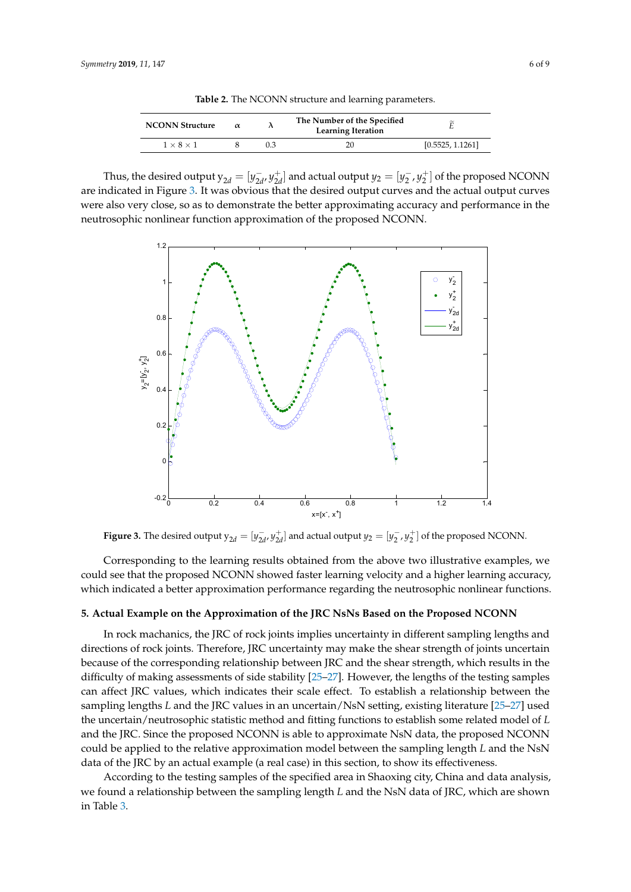**Table 2.** The NCONN structure and learning parameters.

| NCONN Structure | $\alpha$ | $\lambda$ | The Number of the Specified Learning Iteration | $\tilde{E}$ |
|---|---|---|---|---|
| $1 \times 8 \times 1$ | 8 | 0.3 | 20 | [0.5525, 1.1261] |

Thus, the desired output $y_{2d} = [y_{2d}^-, y_{2d}^+]$ and actual output $y_2 = [y_2^-, y_2^+]$ of the proposed NCONN are indicated in Figure 3. It was obvious that the desired output curves and the actual output curves were also very close, so as to demonstrate the better approximating accuracy and performance in the neutrosophic nonlinear function approximation of the proposed NCONN.

**Figure 3.** The desired output $y_{2d} = [y_{2d}^-, y_{2d}^+]$ and actual output $y_2 = [y_2^-, y_2^+]$ of the proposed NCONN.

Corresponding to the learning results obtained from the above two illustrative examples, we could see that the proposed NCONN showed faster learning velocity and a higher learning accuracy, which indicated a better approximation performance regarding the neutrosophic nonlinear functions.

## 5. Actual Example on the Approximation of the JRC NsNs Based on the Proposed NCONN

In rock machanics, the JRC of rock joints implies uncertainty in different sampling lengths and directions of rock joints. Therefore, JRC uncertainty may make the shear strength of joints uncertain because of the corresponding relationship between JRC and the shear strength, which results in the difficulty of making assessments of side stability [25–27]. However, the lengths of the testing samples can affect JRC values, which indicates their scale effect. To establish a relationship between the sampling lengths $L$ and the JRC values in an uncertain/NsN setting, existing literature [25–27] used the uncertain/neutrosophic statistic method and fitting functions to establish some related model of $L$ and the JRC. Since the proposed NCONN is able to approximate NsN data, the proposed NCONN could be applied to the relative approximation model between the sampling length $L$ and the NsN data of the JRC by an actual example (a real case) in this section, to show its effectiveness.

According to the testing samples of the specified area in Shaoxing city, China and data analysis, we found a relationship between the sampling length $L$ and the NsN data of JRC, which are shown in Table 3.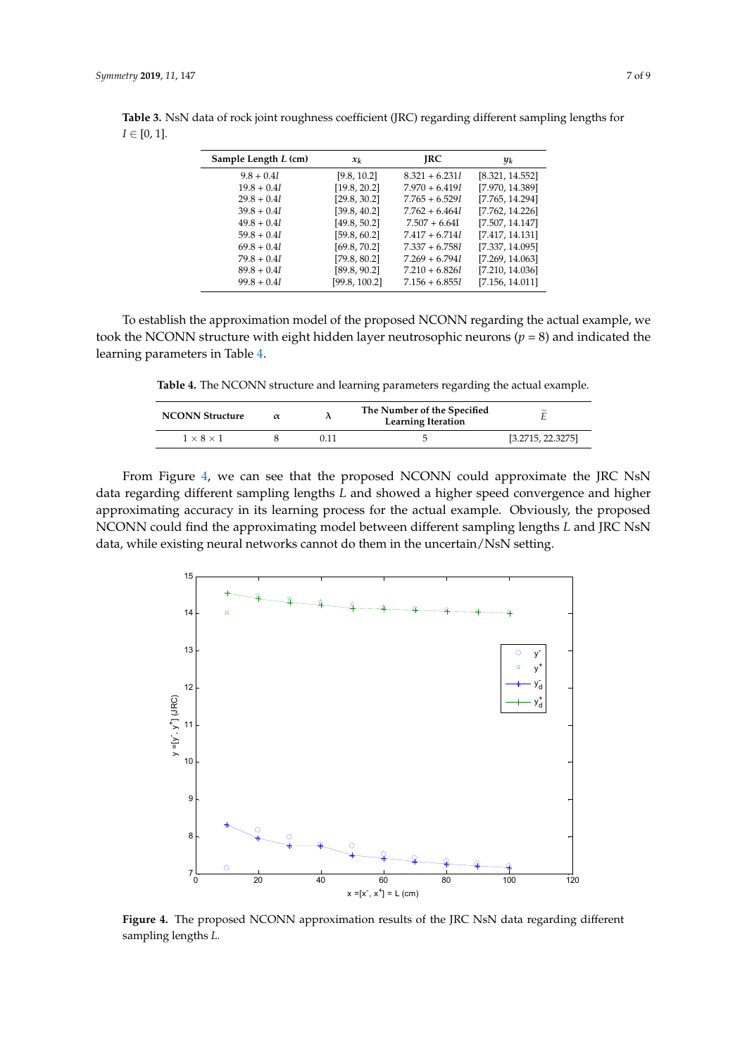**Table 3.** NsN data of rock joint roughness coefficient (JRC) regarding different sampling lengths for $I \in [0, 1]$.

| Sample Length $L$ (cm) | $x_k$ | JRC | $y_k$ |
|---|---|---|---|
| $9.8 + 0.4I$ | [9.8, 10.2] | $8.321 + 6.231I$ | [8.321, 14.552] |
| $19.8 + 0.4I$ | [19.8, 20.2] | $7.970 + 6.419I$ | [7.970, 14.389] |
| $29.8 + 0.4I$ | [29.8, 30.2] | $7.765 + 6.529I$ | [7.765, 14.294] |
| $39.8 + 0.4I$ | [39.8, 40.2] | $7.762 + 6.464I$ | [7.762, 14.226] |
| $49.8 + 0.4I$ | [49.8, 50.2] | $7.507 + 6.64I$ | [7.507, 14.147] |
| $59.8 + 0.4I$ | [59.8, 60.2] | $7.417 + 6.714I$ | [7.417, 14.131] |
| $69.8 + 0.4I$ | [69.8, 70.2] | $7.337 + 6.758I$ | [7.337, 14.095] |
| $79.8 + 0.4I$ | [79.8, 80.2] | $7.269 + 6.794I$ | [7.269, 14.063] |
| $89.8 + 0.4I$ | [89.8, 90.2] | $7.210 + 6.826I$ | [7.210, 14.036] |
| $99.8 + 0.4I$ | [99.8, 100.2] | $7.156 + 6.855I$ | [7.156, 14.011] |

To establish the approximation model of the proposed NCONN regarding the actual example, we took the NCONN structure with eight hidden layer neutrosophic neurons ($p = 8$) and indicated the learning parameters in Table 4.

**Table 4.** The NCONN structure and learning parameters regarding the actual example.

| NCONN Structure | $\alpha$ | $\lambda$ | The Number of the Specified Learning Iteration | $\tilde{E}$ |
|---|---|---|---|---|
| $1 \times 8 \times 1$ | 8 | 0.11 | 5 | [3.2715, 22.3275] |

From Figure 4, we can see that the proposed NCONN could approximate the JRC NsN data regarding different sampling lengths $L$ and showed a higher speed convergence and higher approximating accuracy in its learning process for the actual example. Obviously, the proposed NCONN could find the approximating model between different sampling lengths $L$ and JRC NsN data, while existing neural networks cannot do them in the uncertain/NsN setting.

**Figure 4.** The proposed NCONN approximation results of the JRC NsN data regarding different sampling lengths $L$.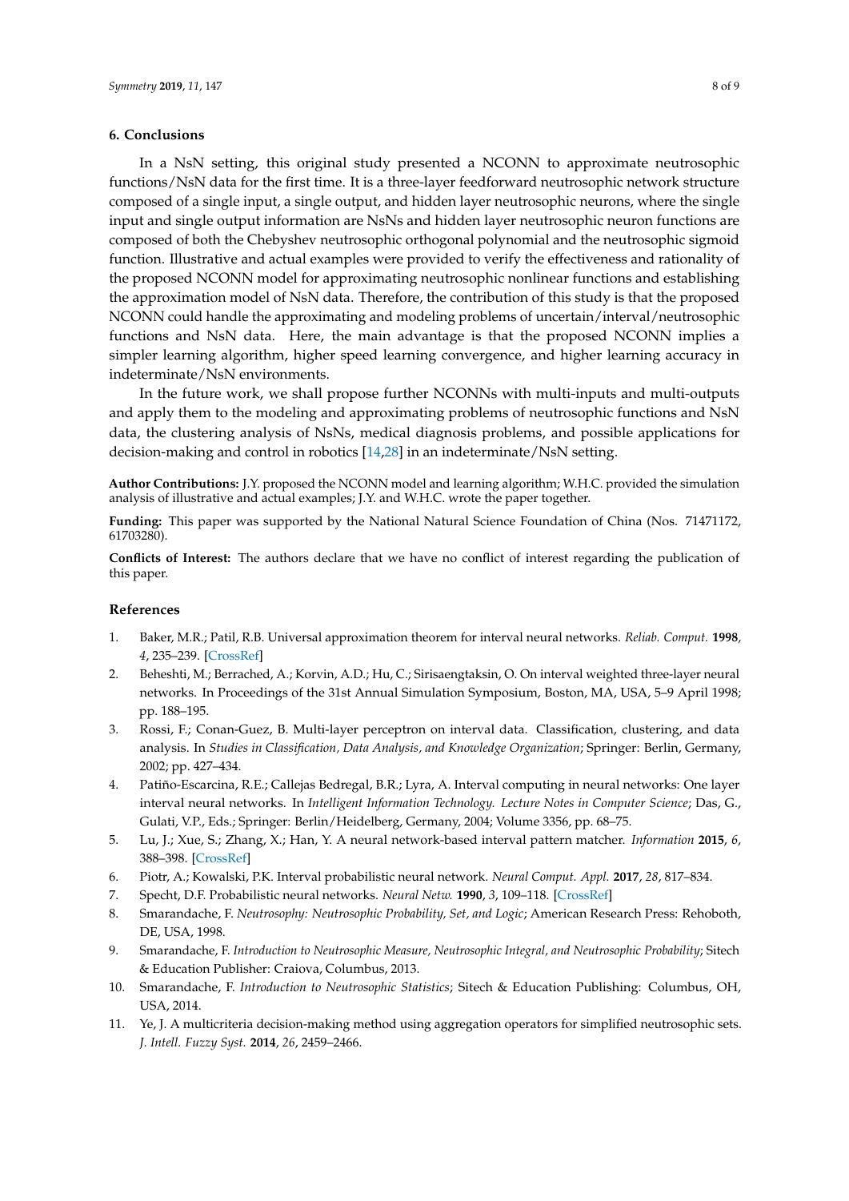## 6. Conclusions

In a NsN setting, this original study presented a NCONN to approximate neutrosophic functions/NsN data for the first time. It is a three-layer feedforward neutrosophic network structure composed of a single input, a single output, and hidden layer neutrosophic neurons, where the single input and single output information are NsNs and hidden layer neutrosophic neuron functions are composed of both the Chebyshev neutrosophic orthogonal polynomial and the neutrosophic sigmoid function. Illustrative and actual examples were provided to verify the effectiveness and rationality of the proposed NCONN model for approximating neutrosophic nonlinear functions and establishing the approximation model of NsN data. Therefore, the contribution of this study is that the proposed NCONN could handle the approximating and modeling problems of uncertain/interval/neutrosophic functions and NsN data. Here, the main advantage is that the proposed NCONN implies a simpler learning algorithm, higher speed learning convergence, and higher learning accuracy in indeterminate/NsN environments.

In the future work, we shall propose further NCONNs with multi-inputs and multi-outputs and apply them to the modeling and approximating problems of neutrosophic functions and NsN data, the clustering analysis of NsNs, medical diagnosis problems, and possible applications for decision-making and control in robotics [14,28] in an indeterminate/NsN setting.

**Author Contributions:** J.Y. proposed the NCONN model and learning algorithm; W.H.C. provided the simulation analysis of illustrative and actual examples; J.Y. and W.H.C. wrote the paper together.

**Funding:** This paper was supported by the National Natural Science Foundation of China (Nos. 71471172, 61703280).

**Conflicts of Interest:** The authors declare that we have no conflict of interest regarding the publication of this paper.

## References

1. Baker, M.R.; Patil, R.B. Universal approximation theorem for interval neural networks. *Reliab. Comput.* **1998**, *4*, 235–239. [CrossRef]
2. Beheshti, M.; Berrached, A.; Korvin, A.D.; Hu, C.; Sirisaengtaksin, O. On interval weighted three-layer neural networks. In Proceedings of the 31st Annual Simulation Symposium, Boston, MA, USA, 5–9 April 1998; pp. 188–195.
3. Rossi, F.; Conan-Guez, B. Multi-layer perceptron on interval data. Classification, clustering, and data analysis. In *Studies in Classification, Data Analysis, and Knowledge Organization*; Springer: Berlin, Germany, 2002; pp. 427–434.
4. Patiño-Escarcina, R.E.; Callejas Bedregal, B.R.; Lyra, A. Interval computing in neural networks: One layer interval neural networks. In *Intelligent Information Technology. Lecture Notes in Computer Science*; Das, G., Gulati, V.P., Eds.; Springer: Berlin/Heidelberg, Germany, 2004; Volume 3356, pp. 68–75.
5. Lu, J.; Xue, S.; Zhang, X.; Han, Y. A neural network-based interval pattern matcher. *Information* **2015**, *6*, 388–398. [CrossRef]
6. Piotr, A.; Kowalski, P.K. Interval probabilistic neural network. *Neural Comput. Appl.* **2017**, *28*, 817–834.
7. Specht, D.F. Probabilistic neural networks. *Neural Netw.* **1990**, *3*, 109–118. [CrossRef]
8. Smarandache, F. *Neutrosophy: Neutrosophic Probability, Set, and Logic*; American Research Press: Rehoboth, DE, USA, 1998.
9. Smarandache, F. *Introduction to Neutrosophic Measure, Neutrosophic Integral, and Neutrosophic Probability*; Sitech & Education Publisher: Craiova, Columbus, 2013.
10. Smarandache, F. *Introduction to Neutrosophic Statistics*; Sitech & Education Publishing: Columbus, OH, USA, 2014.
11. Ye, J. A multicriteria decision-making method using aggregation operators for simplified neutrosophic sets. *J. Intell. Fuzzy Syst.* **2014**, *26*, 2459–2466.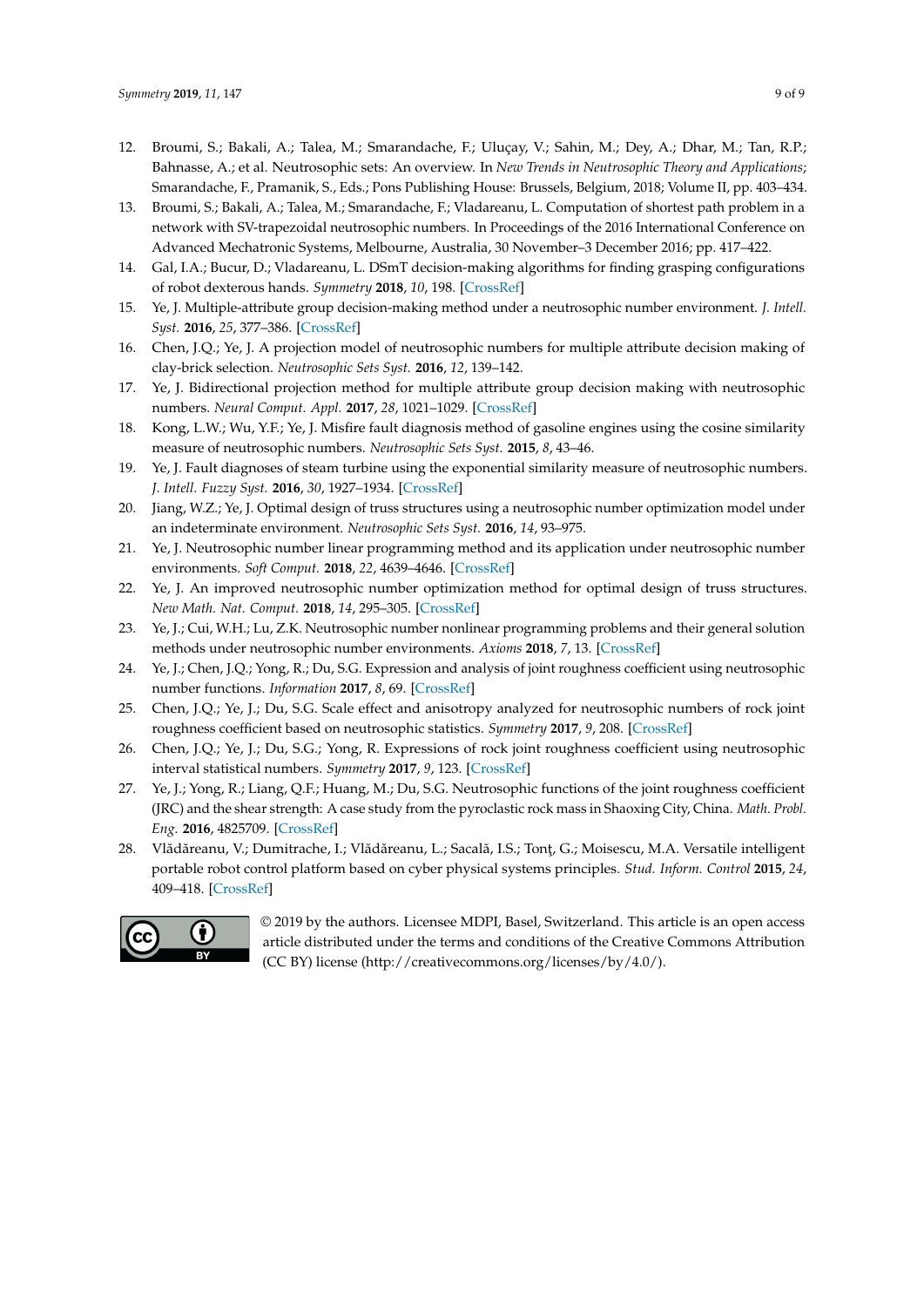12. Broumi, S.; Bakali, A.; Talea, M.; Smarandache, F.; Uluçay, V.; Sahin, M.; Dey, A.; Dhar, M.; Tan, R.P.; Bahnasse, A.; et al. Neutrosophic sets: An overview. In *New Trends in Neutrosophic Theory and Applications*; Smarandache, F., Pramanik, S., Eds.; Pons Publishing House: Brussels, Belgium, 2018; Volume II, pp. 403–434.
13. Broumi, S.; Bakali, A.; Talea, M.; Smarandache, F.; Vladareanu, L. Computation of shortest path problem in a network with SV-trapezoidal neutrosophic numbers. In Proceedings of the 2016 International Conference on Advanced Mechatronic Systems, Melbourne, Australia, 30 November–3 December 2016; pp. 417–422.
14. Gal, I.A.; Bucur, D.; Vladareanu, L. DSmT decision-making algorithms for finding grasping configurations of robot dexterous hands. *Symmetry* **2018**, *10*, 198. [CrossRef]
15. Ye, J. Multiple-attribute group decision-making method under a neutrosophic number environment. *J. Intell. Syst.* **2016**, *25*, 377–386. [CrossRef]
16. Chen, J.Q.; Ye, J. A projection model of neutrosophic numbers for multiple attribute decision making of clay-brick selection. *Neutrosophic Sets Syst.* **2016**, *12*, 139–142.
17. Ye, J. Bidirectional projection method for multiple attribute group decision making with neutrosophic numbers. *Neural Comput. Appl.* **2017**, *28*, 1021–1029. [CrossRef]
18. Kong, L.W.; Wu, Y.F.; Ye, J. Misfire fault diagnosis method of gasoline engines using the cosine similarity measure of neutrosophic numbers. *Neutrosophic Sets Syst.* **2015**, *8*, 43–46.
19. Ye, J. Fault diagnoses of steam turbine using the exponential similarity measure of neutrosophic numbers. *J. Intell. Fuzzy Syst.* **2016**, *30*, 1927–1934. [CrossRef]
20. Jiang, W.Z.; Ye, J. Optimal design of truss structures using a neutrosophic number optimization model under an indeterminate environment. *Neutrosophic Sets Syst.* **2016**, *14*, 93–975.
21. Ye, J. Neutrosophic number linear programming method and its application under neutrosophic number environments. *Soft Comput.* **2018**, *22*, 4639–4646. [CrossRef]
22. Ye, J. An improved neutrosophic number optimization method for optimal design of truss structures. *New Math. Nat. Comput.* **2018**, *14*, 295–305. [CrossRef]
23. Ye, J.; Cui, W.H.; Lu, Z.K. Neutrosophic number nonlinear programming problems and their general solution methods under neutrosophic number environments. *Axioms* **2018**, *7*, 13. [CrossRef]
24. Ye, J.; Chen, J.Q.; Yong, R.; Du, S.G. Expression and analysis of joint roughness coefficient using neutrosophic number functions. *Information* **2017**, *8*, 69. [CrossRef]
25. Chen, J.Q.; Ye, J.; Du, S.G. Scale effect and anisotropy analyzed for neutrosophic numbers of rock joint roughness coefficient based on neutrosophic statistics. *Symmetry* **2017**, *9*, 208. [CrossRef]
26. Chen, J.Q.; Ye, J.; Du, S.G.; Yong, R. Expressions of rock joint roughness coefficient using neutrosophic interval statistical numbers. *Symmetry* **2017**, *9*, 123. [CrossRef]
27. Ye, J.; Yong, R.; Liang, Q.F.; Huang, M.; Du, S.G. Neutrosophic functions of the joint roughness coefficient (JRC) and the shear strength: A case study from the pyroclastic rock mass in Shaoxing City, China. *Math. Probl. Eng.* **2016**, 4825709. [CrossRef]
28. Vlădăreanu, V.; Dumitrache, I.; Vlădăreanu, L.; Sacală, I.S.; Tonţ, G.; Moisescu, M.A. Versatile intelligent portable robot control platform based on cyber physical systems principles. *Stud. Inform. Control* **2015**, *24*, 409–418. [CrossRef]

© 2019 by the authors. Licensee MDPI, Basel, Switzerland. This article is an open access article distributed under the terms and conditions of the Creative Commons Attribution (CC BY) license (http://creativecommons.org/licenses/by/4.0/).